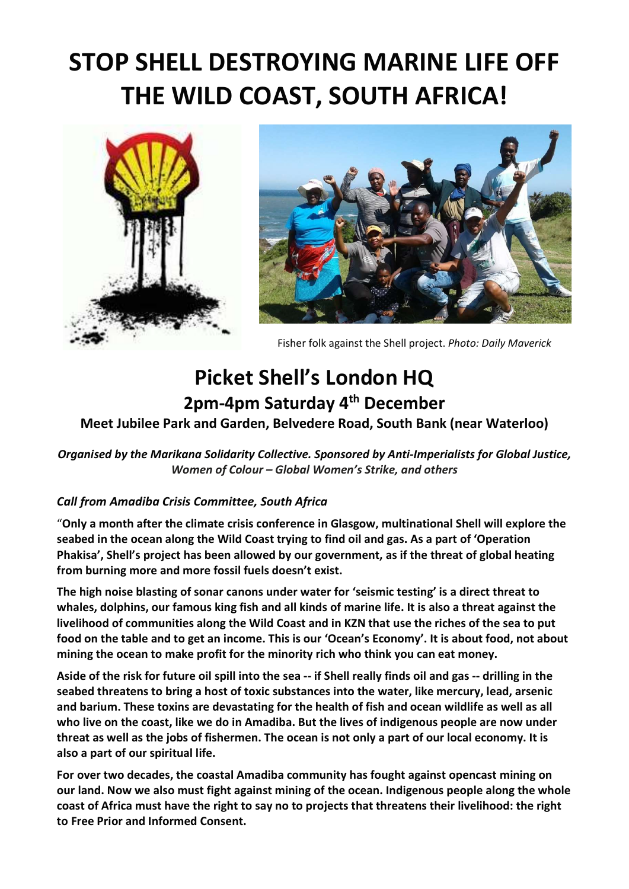# STOP SHELL DESTROYING MARINE LIFE OFF THE WILD COAST, SOUTH AFRICA!

Fisher folk against the Shell project. *Photo: Daily Maverick*

## Picket Shell's London HQ

### 2pm-4pm Saturday 4th December

**Meet Jubilee Park and Garden, Belvedere Road, South Bank (near Waterloo)**

***Organised by the Marikana Solidarity Collective. Sponsored by Anti-Imperialists for Global Justice, Women of Colour – Global Women's Strike, and others***

***Call from Amadiba Crisis Committee, South Africa***

"**Only a month after the climate crisis conference in Glasgow, multinational Shell will explore the seabed in the ocean along the Wild Coast trying to find oil and gas. As a part of 'Operation Phakisa', Shell's project has been allowed by our government, as if the threat of global heating from burning more and more fossil fuels doesn't exist.**

**The high noise blasting of sonar canons under water for 'seismic testing' is a direct threat to whales, dolphins, our famous king fish and all kinds of marine life. It is also a threat against the livelihood of communities along the Wild Coast and in KZN that use the riches of the sea to put food on the table and to get an income. This is our 'Ocean's Economy'. It is about food, not about mining the ocean to make profit for the minority rich who think you can eat money.**

**Aside of the risk for future oil spill into the sea -- if Shell really finds oil and gas -- drilling in the seabed threatens to bring a host of toxic substances into the water, like mercury, lead, arsenic and barium. These toxins are devastating for the health of fish and ocean wildlife as well as all who live on the coast, like we do in Amadiba. But the lives of indigenous people are now under threat as well as the jobs of fishermen. The ocean is not only a part of our local economy. It is also a part of our spiritual life.**

**For over two decades, the coastal Amadiba community has fought against opencast mining on our land. Now we also must fight against mining of the ocean. Indigenous people along the whole coast of Africa must have the right to say no to projects that threatens their livelihood: the right to Free Prior and Informed Consent.**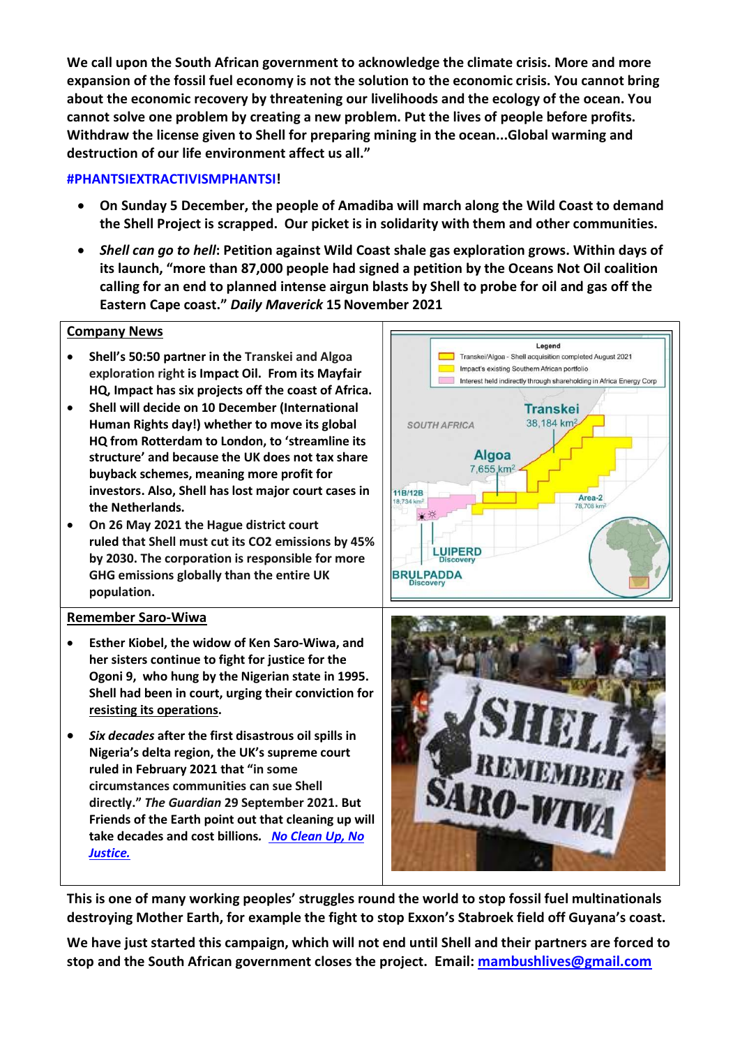**We call upon the South African government to acknowledge the climate crisis. More and more expansion of the fossil fuel economy is not the solution to the economic crisis. You cannot bring about the economic recovery by threatening our livelihoods and the ecology of the ocean. You cannot solve one problem by creating a new problem. Put the lives of people before profits. Withdraw the license given to Shell for preparing mining in the ocean...Global warming and destruction of our life environment affect us all."**

**#PHANTSIEXTRACTIVISMPHANTSI!**

- **On Sunday 5 December, the people of Amadiba will march along the Wild Coast to demand the Shell Project is scrapped. Our picket is in solidarity with them and other communities.**
- ***Shell can go to hell*: Petition against Wild Coast shale gas exploration grows. Within days of its launch, "more than 87,000 people had signed a petition by the Oceans Not Oil coalition calling for an end to planned intense airgun blasts by Shell to probe for oil and gas off the Eastern Cape coast." *Daily Maverick* 15 November 2021**

**Company News**

- **Shell's 50:50 partner in the Transkei and Algoa exploration right is Impact Oil. From its Mayfair HQ, Impact has six projects off the coast of Africa.**
- **Shell will decide on 10 December (International Human Rights day!) whether to move its global HQ from Rotterdam to London, to 'streamline its structure' and because the UK does not tax share buyback schemes, meaning more profit for investors. Also, Shell has lost major court cases in the Netherlands.**
- **On 26 May 2021 the Hague district court ruled that Shell must cut its $CO_2$ emissions by 45% by 2030. The corporation is responsible for more GHG emissions globally than the entire UK population.**

Legend
Transkei/Algoa - Shell acquisition completed August 2021
Impact's existing Southern African portfolio
Interest held indirectly through shareholding in Africa Energy Corp

SOUTH AFRICA
Transkei
38,184 km²
Algoa
7,655 km²
11B/12B
18,734 km²
Area-2
78,708 km²
LUIPERD
Discovery
BRULPADDA
Discovery

**Remember Saro-Wiwa**

- **Esther Kiobel, the widow of Ken Saro-Wiwa, and her sisters continue to fight for justice for the Ogoni 9, who hung by the Nigerian state in 1995. Shell had been in court, urging their conviction for resisting its operations.**
- ***Six decades* after the first disastrous oil spills in Nigeria's delta region, the UK's supreme court ruled in February 2021 that "in some circumstances communities can sue Shell directly." *The Guardian* 29 September 2021. But Friends of the Earth point out that cleaning up will take decades and cost billions. *No Clean Up, No Justice.***

SHELL REMEMBER SARO-WIWA

**This is one of many working peoples' struggles round the world to stop fossil fuel multinationals destroying Mother Earth, for example the fight to stop Exxon's Stabroek field off Guyana's coast.**

**We have just started this campaign, which will not end until Shell and their partners are forced to stop and the South African government closes the project. Email: mambushlives@gmail.com**